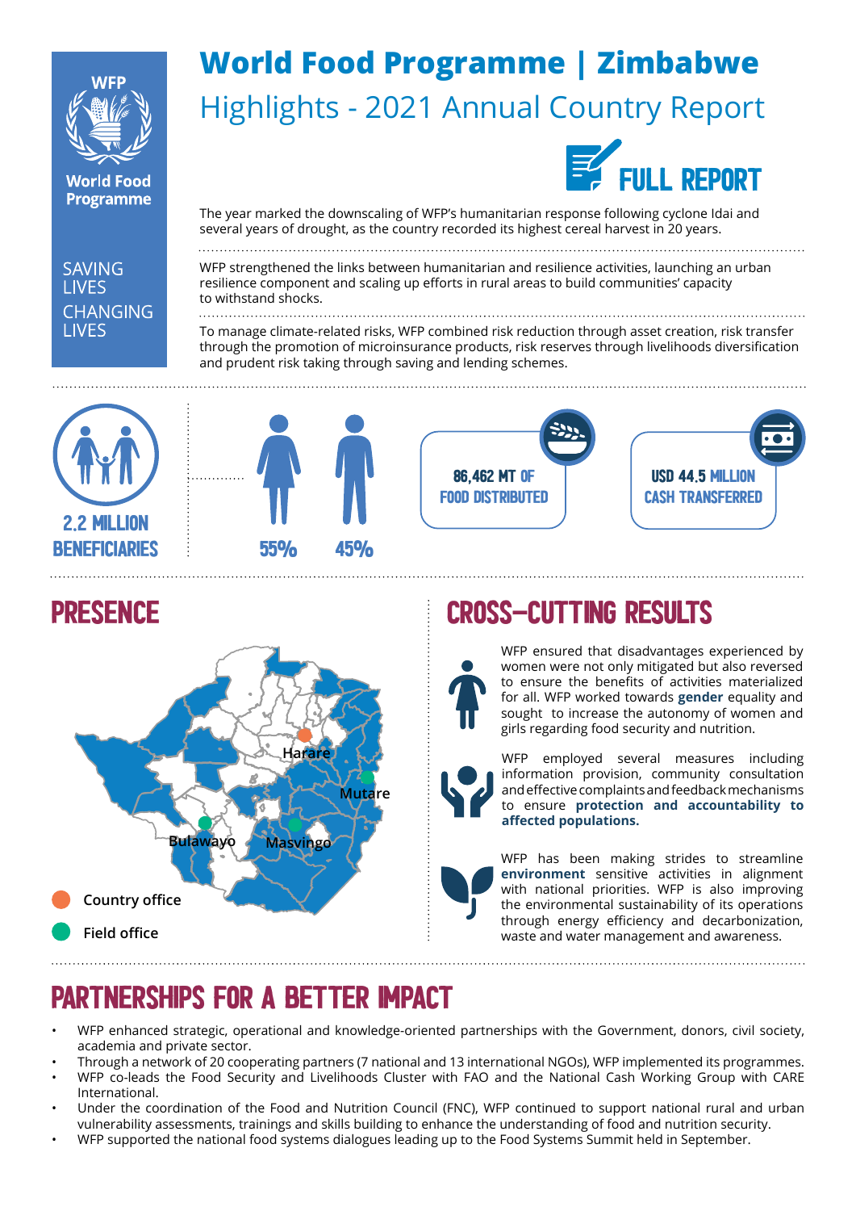WFP

World Food Programme

SAVING LIVES
CHANGING LIVES

# World Food Programme | Zimbabwe

## Highlights - 2021 Annual Country Report

FULL REPORT

The year marked the downscaling of WFP's humanitarian response following cyclone Idai and several years of drought, as the country recorded its highest cereal harvest in 20 years.

WFP strengthened the links between humanitarian and resilience activities, launching an urban resilience component and scaling up efforts in rural areas to build communities' capacity to withstand shocks.

To manage climate-related risks, WFP combined risk reduction through asset creation, risk transfer through the promotion of microinsurance products, risk reserves through livelihoods diversification and prudent risk taking through saving and lending schemes.

**2.2 MILLION BENEFICIARIES**

55% 45%

**86,462 MT OF FOOD DISTRIBUTED**

**USD 44.5 MILLION CASH TRANSFERRED**

## PRESENCE

Harare
Mutare
Bulawayo
Masvingo

Country office

Field office

## CROSS-CUTTING RESULTS

WFP ensured that disadvantages experienced by women were not only mitigated but also reversed to ensure the benefits of activities materialized for all. WFP worked towards **gender** equality and sought to increase the autonomy of women and girls regarding food security and nutrition.

WFP employed several measures including information provision, community consultation and effective complaints and feedback mechanisms to ensure **protection and accountability to affected populations.**

WFP has been making strides to streamline **environment** sensitive activities in alignment with national priorities. WFP is also improving the environmental sustainability of its operations through energy efficiency and decarbonization, waste and water management and awareness.

## PARTNERSHIPS FOR A BETTER IMPACT

- WFP enhanced strategic, operational and knowledge-oriented partnerships with the Government, donors, civil society, academia and private sector.
- Through a network of 20 cooperating partners (7 national and 13 international NGOs), WFP implemented its programmes.
- WFP co-leads the Food Security and Livelihoods Cluster with FAO and the National Cash Working Group with CARE International.
- Under the coordination of the Food and Nutrition Council (FNC), WFP continued to support national rural and urban vulnerability assessments, trainings and skills building to enhance the understanding of food and nutrition security.
- WFP supported the national food systems dialogues leading up to the Food Systems Summit held in September.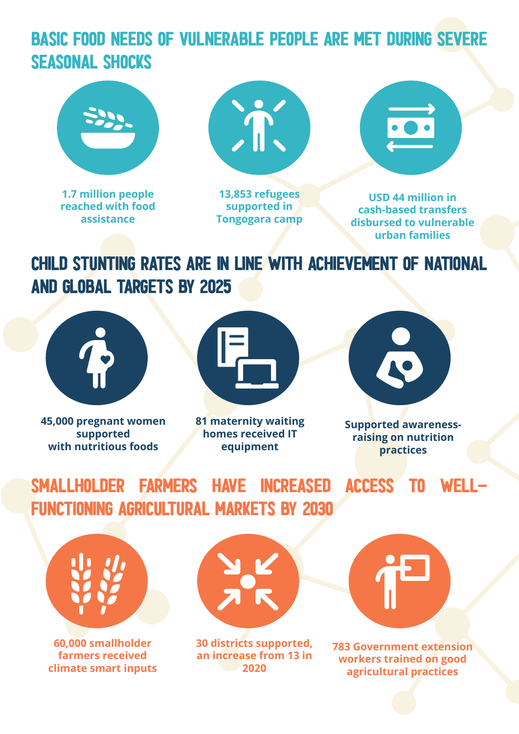## BASIC FOOD NEEDS OF VULNERABLE PEOPLE ARE MET DURING SEVERE SEASONAL SHOCKS

- **1.7 million people reached with food assistance**
- **13,853 refugees supported in Tongogara camp**
- **USD 44 million in cash-based transfers disbursed to vulnerable urban families**

## CHILD STUNTING RATES ARE IN LINE WITH ACHIEVEMENT OF NATIONAL AND GLOBAL TARGETS BY 2025

- **45,000 pregnant women supported with nutritious foods**
- **81 maternity waiting homes received IT equipment**
- **Supported awareness-raising on nutrition practices**

## SMALLHOLDER FARMERS HAVE INCREASED ACCESS TO WELL-FUNCTIONING AGRICULTURAL MARKETS BY 2030

- **60,000 smallholder farmers received climate smart inputs**
- **30 districts supported, an increase from 13 in 2020**
- **783 Government extension workers trained on good agricultural practices**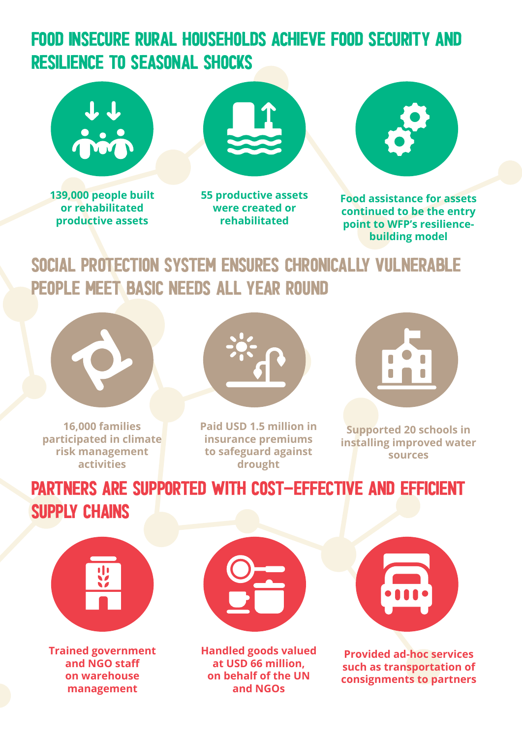## FOOD INSECURE RURAL HOUSEHOLDS ACHIEVE FOOD SECURITY AND RESILIENCE TO SEASONAL SHOCKS

**139,000 people built or rehabilitated productive assets**

**55 productive assets were created or rehabilitated**

**Food assistance for assets continued to be the entry point to WFP's resilience-building model**

## SOCIAL PROTECTION SYSTEM ENSURES CHRONICALLY VULNERABLE PEOPLE MEET BASIC NEEDS ALL YEAR ROUND

**16,000 families participated in climate risk management activities**

**Paid USD 1.5 million in insurance premiums to safeguard against drought**

**Supported 20 schools in installing improved water sources**

## PARTNERS ARE SUPPORTED WITH COST-EFFECTIVE AND EFFICIENT SUPPLY CHAINS

**Trained government and NGO staff on warehouse management**

**Handled goods valued at USD 66 million, on behalf of the UN and NGOs**

**Provided ad-hoc services such as transportation of consignments to partners**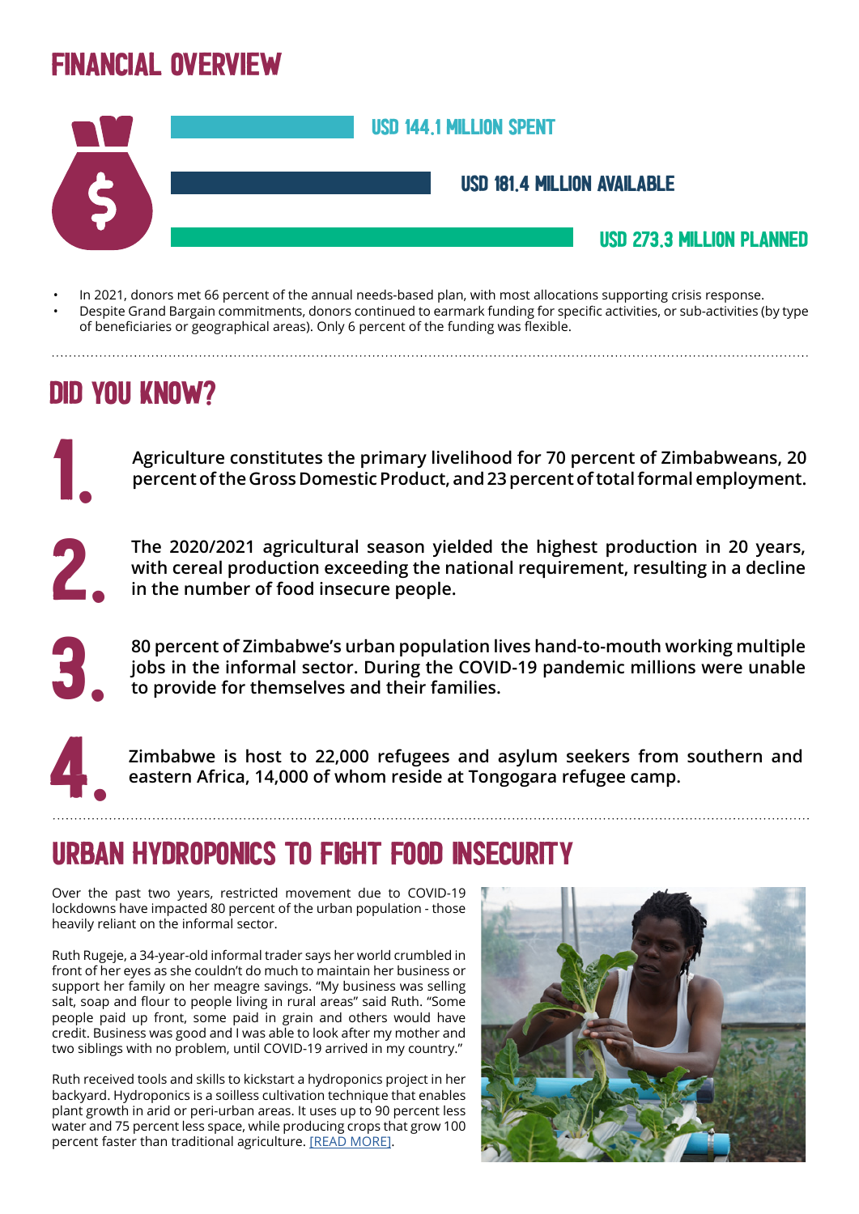# FINANCIAL OVERVIEW

USD 144.1 MILLION SPENT

USD 181.4 MILLION AVAILABLE

USD 273.3 MILLION PLANNED

- In 2021, donors met 66 percent of the annual needs-based plan, with most allocations supporting crisis response.
- Despite Grand Bargain commitments, donors continued to earmark funding for specific activities, or sub-activities (by type of beneficiaries or geographical areas). Only 6 percent of the funding was flexible.

# DID YOU KNOW?

1. **Agriculture constitutes the primary livelihood for 70 percent of Zimbabweans, 20 percent of the Gross Domestic Product, and 23 percent of total formal employment.**

2. **The 2020/2021 agricultural season yielded the highest production in 20 years, with cereal production exceeding the national requirement, resulting in a decline in the number of food insecure people.**

3. **80 percent of Zimbabwe's urban population lives hand-to-mouth working multiple jobs in the informal sector. During the COVID-19 pandemic millions were unable to provide for themselves and their families.**

4. **Zimbabwe is host to 22,000 refugees and asylum seekers from southern and eastern Africa, 14,000 of whom reside at Tongogara refugee camp.**

# URBAN HYDROPONICS TO FIGHT FOOD INSECURITY

Over the past two years, restricted movement due to COVID-19 lockdowns have impacted 80 percent of the urban population - those heavily reliant on the informal sector.

Ruth Rugeje, a 34-year-old informal trader says her world crumbled in front of her eyes as she couldn't do much to maintain her business or support her family on her meagre savings. "My business was selling salt, soap and flour to people living in rural areas" said Ruth. "Some people paid up front, some paid in grain and others would have credit. Business was good and I was able to look after my mother and two siblings with no problem, until COVID-19 arrived in my country."

Ruth received tools and skills to kickstart a hydroponics project in her backyard. Hydroponics is a soilless cultivation technique that enables plant growth in arid or peri-urban areas. It uses up to 90 percent less water and 75 percent less space, while producing crops that grow 100 percent faster than traditional agriculture. [READ MORE].